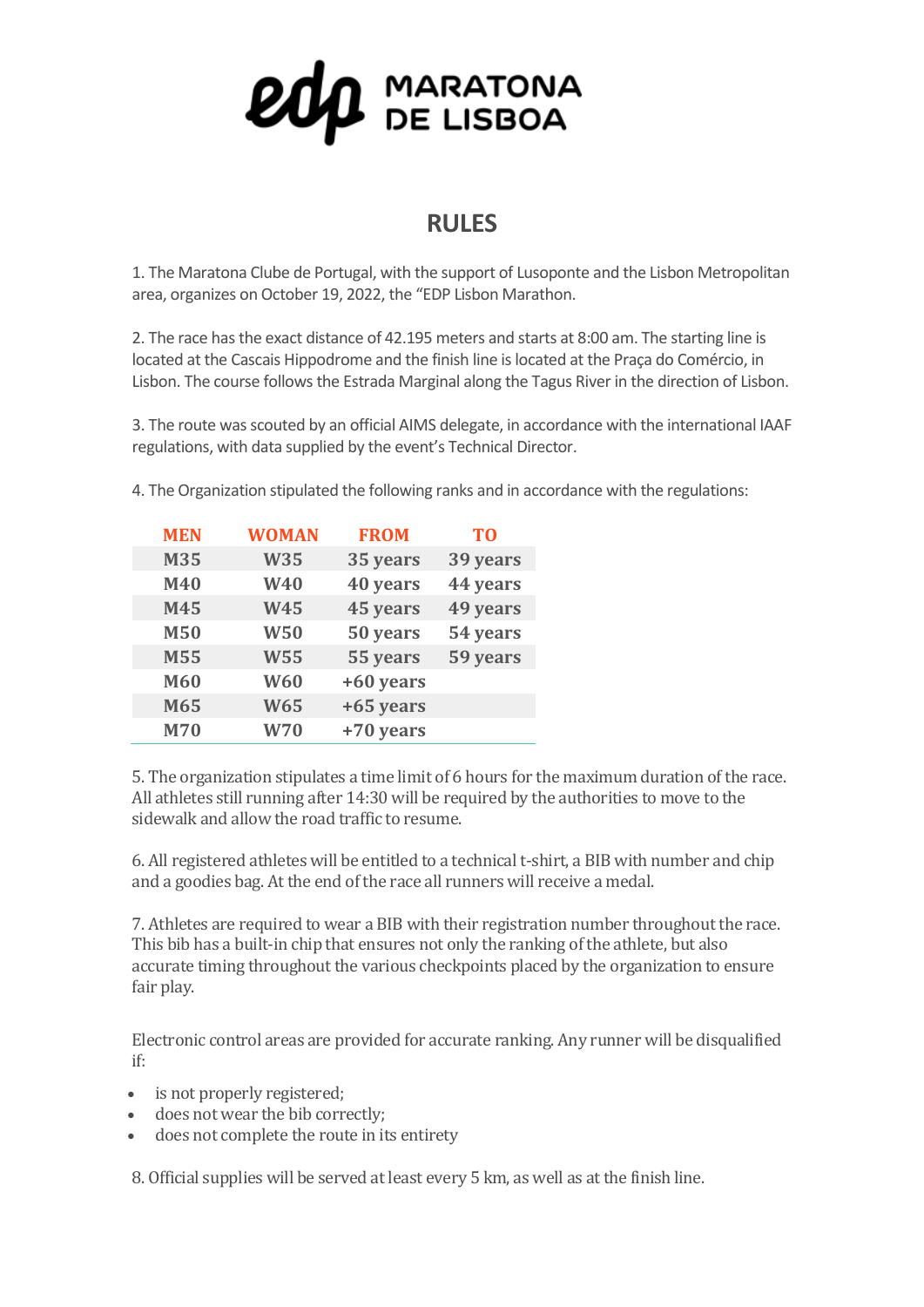# EDP MARATONA DE LISBOA

## RULES

1. The Maratona Clube de Portugal, with the support of Lusoponte and the Lisbon Metropolitan area, organizes on October 19, 2022, the "EDP Lisbon Marathon.

2. The race has the exact distance of 42.195 meters and starts at 8:00 am. The starting line is located at the Cascais Hippodrome and the finish line is located at the Praça do Comércio, in Lisbon. The course follows the Estrada Marginal along the Tagus River in the direction of Lisbon.

3. The route was scouted by an official AIMS delegate, in accordance with the international IAAF regulations, with data supplied by the event's Technical Director.

4. The Organization stipulated the following ranks and in accordance with the regulations:

| MEN | WOMAN | FROM | TO |
|---|---|---|---|
| M35 | W35 | 35 years | 39 years |
| M40 | W40 | 40 years | 44 years |
| M45 | W45 | 45 years | 49 years |
| M50 | W50 | 50 years | 54 years |
| M55 | W55 | 55 years | 59 years |
| M60 | W60 | +60 years | |
| M65 | W65 | +65 years | |
| M70 | W70 | +70 years | |

5. The organization stipulates a time limit of 6 hours for the maximum duration of the race. All athletes still running after 14:30 will be required by the authorities to move to the sidewalk and allow the road traffic to resume.

6. All registered athletes will be entitled to a technical t-shirt, a BIB with number and chip and a goodies bag. At the end of the race all runners will receive a medal.

7. Athletes are required to wear a BIB with their registration number throughout the race. This bib has a built-in chip that ensures not only the ranking of the athlete, but also accurate timing throughout the various checkpoints placed by the organization to ensure fair play.

Electronic control areas are provided for accurate ranking. Any runner will be disqualified if:

- is not properly registered;
- does not wear the bib correctly;
- does not complete the route in its entirety

8. Official supplies will be served at least every 5 km, as well as at the finish line.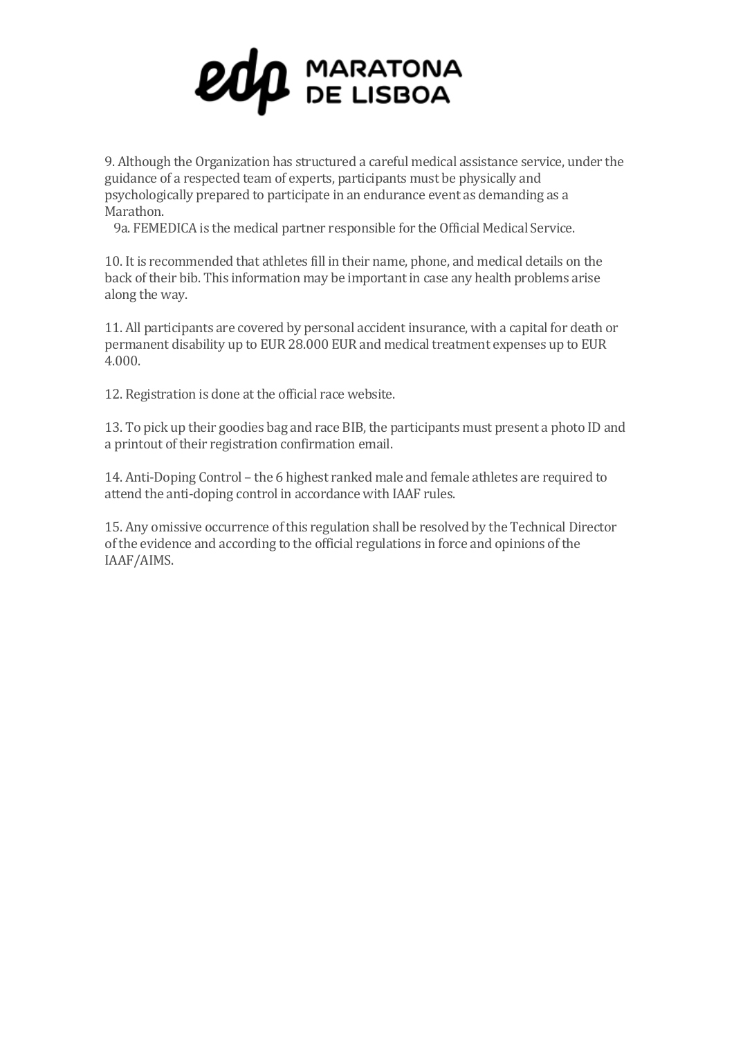9. Although the Organization has structured a careful medical assistance service, under the guidance of a respected team of experts, participants must be physically and psychologically prepared to participate in an endurance event as demanding as a Marathon.

9a. FEMEDICA is the medical partner responsible for the Official Medical Service.

10. It is recommended that athletes fill in their name, phone, and medical details on the back of their bib. This information may be important in case any health problems arise along the way.

11. All participants are covered by personal accident insurance, with a capital for death or permanent disability up to EUR 28.000 EUR and medical treatment expenses up to EUR 4.000.

12. Registration is done at the official race website.

13. To pick up their goodies bag and race BIB, the participants must present a photo ID and a printout of their registration confirmation email.

14. Anti-Doping Control – the 6 highest ranked male and female athletes are required to attend the anti-doping control in accordance with IAAF rules.

15. Any omissive occurrence of this regulation shall be resolved by the Technical Director of the evidence and according to the official regulations in force and opinions of the IAAF/AIMS.